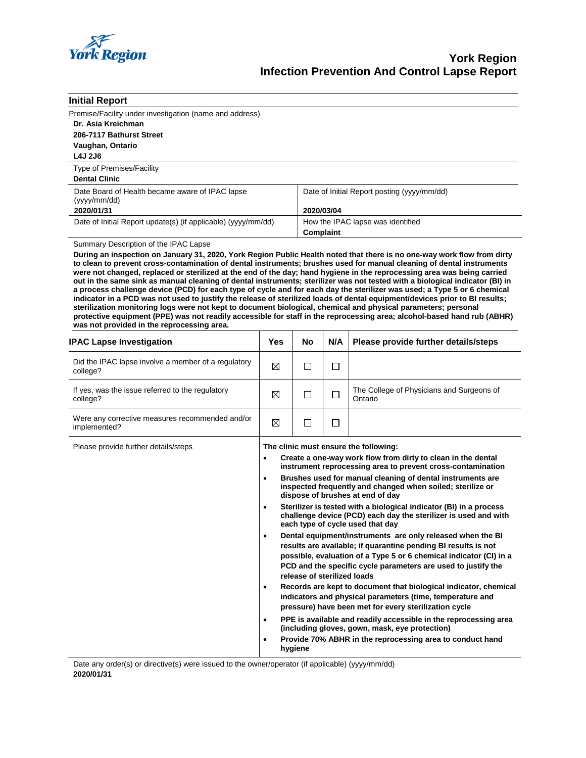# York Region
# Infection Prevention And Control Lapse Report

## Initial Report

Premise/Facility under investigation (name and address)

**Dr. Asia Kreichman**
**206-7117 Bathurst Street**
**Vaughan, Ontario**
**L4J 2J6**

Type of Premises/Facility

**Dental Clinic**

| Date Board of Health became aware of IPAC lapse (yyyy/mm/dd) | Date of Initial Report posting (yyyy/mm/dd) |
|---|---|
| **2020/01/31** | **2020/03/04** |
| Date of Initial Report update(s) (if applicable) (yyyy/mm/dd) | How the IPAC lapse was identified |
| | **Complaint** |

Summary Description of the IPAC Lapse

**During an inspection on January 31, 2020, York Region Public Health noted that there is no one-way work flow from dirty to clean to prevent cross-contamination of dental instruments; brushes used for manual cleaning of dental instruments were not changed, replaced or sterilized at the end of the day; hand hygiene in the reprocessing area was being carried out in the same sink as manual cleaning of dental instruments; sterilizer was not tested with a biological indicator (BI) in a process challenge device (PCD) for each type of cycle and for each day the sterilizer was used; a Type 5 or 6 chemical indicator in a PCD was not used to justify the release of sterilized loads of dental equipment/devices prior to BI results; sterilization monitoring logs were not kept to document biological, chemical and physical parameters; personal protective equipment (PPE) was not readily accessible for staff in the reprocessing area; alcohol-based hand rub (ABHR) was not provided in the reprocessing area.**

| IPAC Lapse Investigation | Yes | No | N/A | Please provide further details/steps |
|---|---|---|---|---|
| Did the IPAC lapse involve a member of a regulatory college? | ☒ | ☐ | ☐ | |
| If yes, was the issue referred to the regulatory college? | ☒ | ☐ | ☐ | The College of Physicians and Surgeons of Ontario |
| Were any corrective measures recommended and/or implemented? | ☒ | ☐ | ☐ | |

Please provide further details/steps

**The clinic must ensure the following:**

- **Create a one-way work flow from dirty to clean in the dental instrument reprocessing area to prevent cross-contamination**
- **Brushes used for manual cleaning of dental instruments are inspected frequently and changed when soiled; sterilize or dispose of brushes at end of day**
- **Sterilizer is tested with a biological indicator (BI) in a process challenge device (PCD) each day the sterilizer is used and with each type of cycle used that day**
- **Dental equipment/instruments are only released when the BI results are available; if quarantine pending BI results is not possible, evaluation of a Type 5 or 6 chemical indicator (CI) in a PCD and the specific cycle parameters are used to justify the release of sterilized loads**
- **Records are kept to document that biological indicator, chemical indicators and physical parameters (time, temperature and pressure) have been met for every sterilization cycle**
- **PPE is available and readily accessible in the reprocessing area (including gloves, gown, mask, eye protection)**
- **Provide 70% ABHR in the reprocessing area to conduct hand hygiene**

Date any order(s) or directive(s) were issued to the owner/operator (if applicable) (yyyy/mm/dd)

**2020/01/31**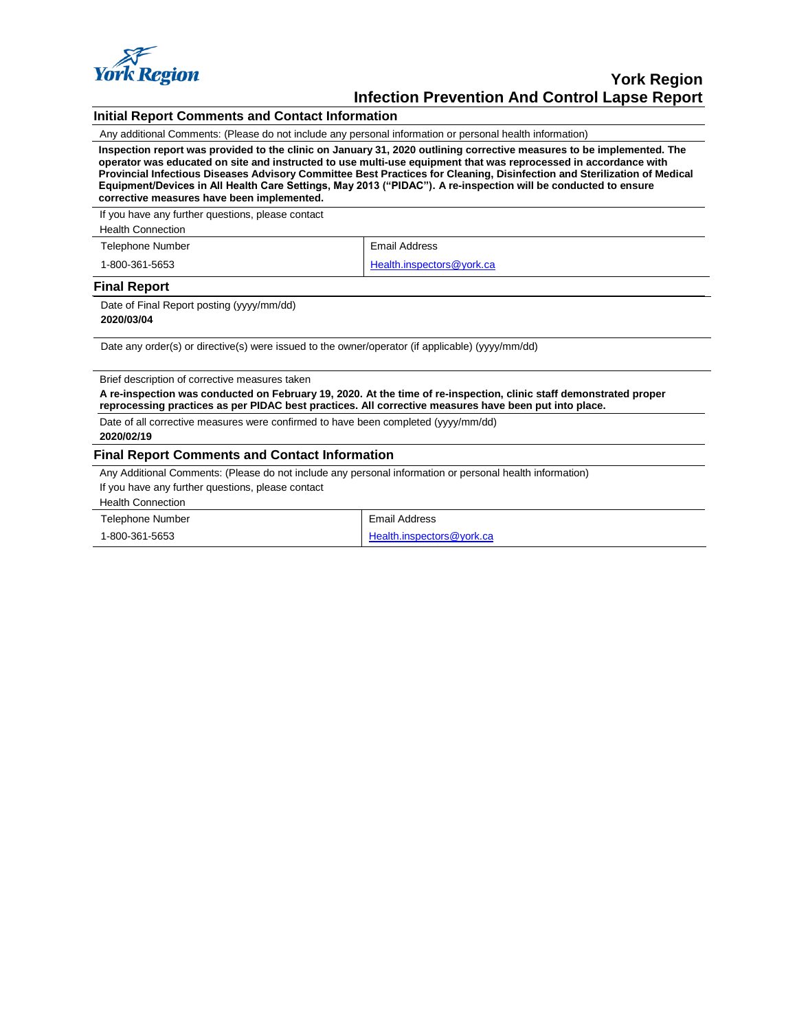# York Region
# Infection Prevention And Control Lapse Report

## Initial Report Comments and Contact Information

Any additional Comments: (Please do not include any personal information or personal health information)

**Inspection report was provided to the clinic on January 31, 2020 outlining corrective measures to be implemented. The operator was educated on site and instructed to use multi-use equipment that was reprocessed in accordance with Provincial Infectious Diseases Advisory Committee Best Practices for Cleaning, Disinfection and Sterilization of Medical Equipment/Devices in All Health Care Settings, May 2013 ("PIDAC"). A re-inspection will be conducted to ensure corrective measures have been implemented.**

If you have any further questions, please contact

Health Connection

| Telephone Number | Email Address |
|---|---|
| 1-800-361-5653 | Health.inspectors@york.ca |

## Final Report

Date of Final Report posting (yyyy/mm/dd)

**2020/03/04**

Date any order(s) or directive(s) were issued to the owner/operator (if applicable) (yyyy/mm/dd)

Brief description of corrective measures taken

**A re-inspection was conducted on February 19, 2020. At the time of re-inspection, clinic staff demonstrated proper reprocessing practices as per PIDAC best practices. All corrective measures have been put into place.**

Date of all corrective measures were confirmed to have been completed (yyyy/mm/dd)

**2020/02/19**

## Final Report Comments and Contact Information

Any Additional Comments: (Please do not include any personal information or personal health information)

If you have any further questions, please contact

Health Connection

| Telephone Number | Email Address |
|---|---|
| 1-800-361-5653 | Health.inspectors@york.ca |